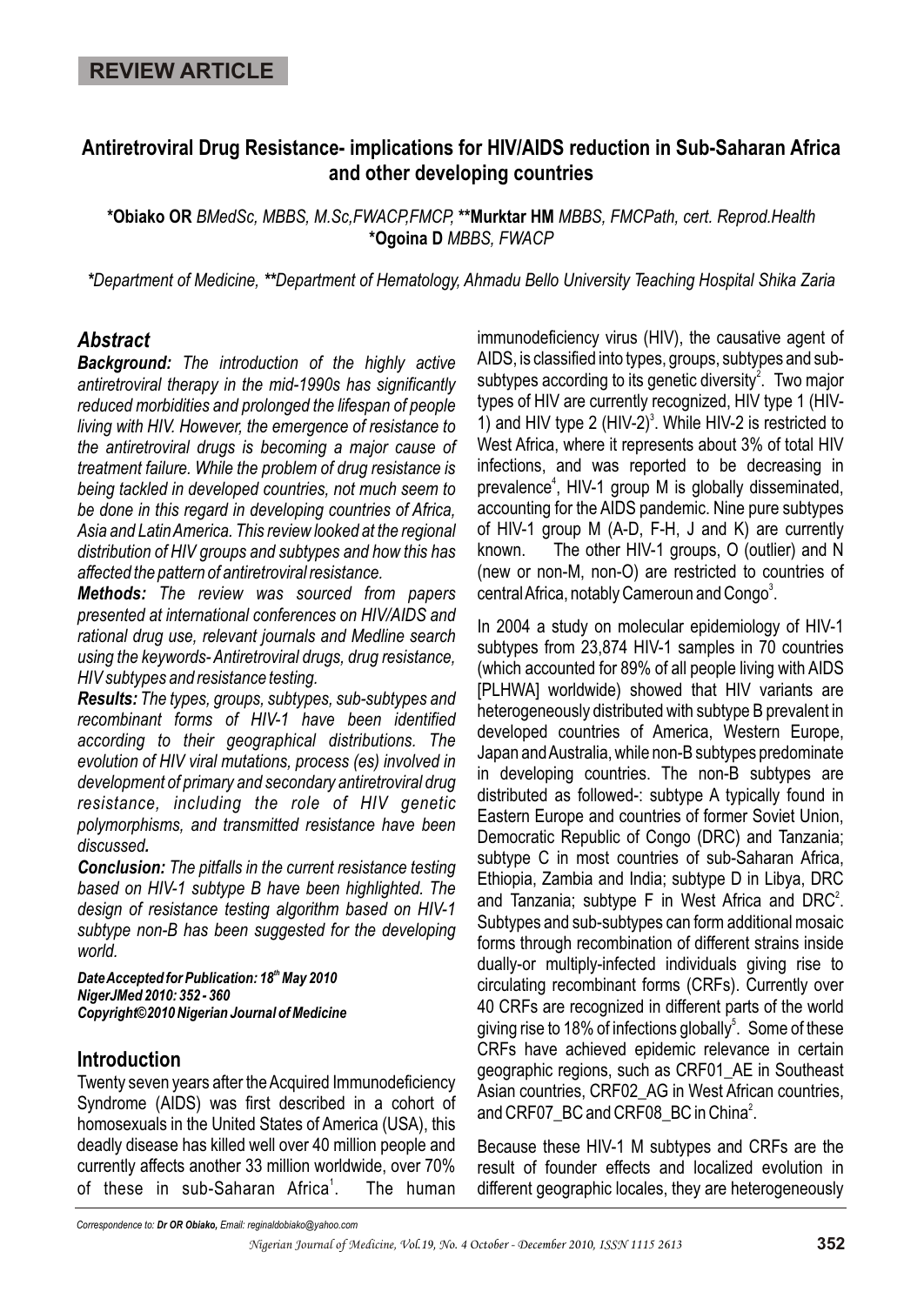REVIEW ARTICLE

# Antiretroviral Drug Resistance- implications for HIV/AIDS reduction in Sub-Saharan Africa and other developing countries

**\*Obiako OR** *BMedSc, MBBS, M.Sc,FWACP,FMCP,* **\*\*Murktar HM** *MBBS, FMCPath, cert. Reprod.Health* **\*Ogoina D** *MBBS, FWACP*

*\*Department of Medicine, \*\*Department of Hematology, Ahmadu Bello University Teaching Hospital Shika Zaria*

## Abstract

***Background:*** *The introduction of the highly active antiretroviral therapy in the mid-1990s has significantly reduced morbidities and prolonged the lifespan of people living with HIV. However, the emergence of resistance to the antiretroviral drugs is becoming a major cause of treatment failure. While the problem of drug resistance is being tackled in developed countries, not much seem to be done in this regard in developing countries of Africa, Asia and Latin America. This review looked at the regional distribution of HIV groups and subtypes and how this has affected the pattern of antiretroviral resistance.*

***Methods:*** *The review was sourced from papers presented at international conferences on HIV/AIDS and rational drug use, relevant journals and Medline search using the keywords- Antiretroviral drugs, drug resistance, HIV subtypes and resistance testing.*

***Results:*** *The types, groups, subtypes, sub-subtypes and recombinant forms of HIV-1 have been identified according to their geographical distributions. The evolution of HIV viral mutations, process (es) involved in development of primary and secondary antiretroviral drug resistance, including the role of HIV genetic polymorphisms, and transmitted resistance have been discussed.*

***Conclusion:*** *The pitfalls in the current resistance testing based on HIV-1 subtype B have been highlighted. The design of resistance testing algorithm based on HIV-1 subtype non-B has been suggested for the developing world.*

***Date Accepted for Publication: 18th May 2010***
***NigerJMed 2010: 352 - 360***
***Copyright©2010 Nigerian Journal of Medicine***

## Introduction

Twenty seven years after the Acquired Immunodeficiency Syndrome (AIDS) was first described in a cohort of homosexuals in the United States of America (USA), this deadly disease has killed well over 40 million people and currently affects another 33 million worldwide, over 70% of these in sub-Saharan Africa[1]. The human immunodeficiency virus (HIV), the causative agent of AIDS, is classified into types, groups, subtypes and sub-subtypes according to its genetic diversity[2]. Two major types of HIV are currently recognized, HIV type 1 (HIV-1) and HIV type 2 (HIV-2)[3]. While HIV-2 is restricted to West Africa, where it represents about 3% of total HIV infections, and was reported to be decreasing in prevalence[4], HIV-1 group M is globally disseminated, accounting for the AIDS pandemic. Nine pure subtypes of HIV-1 group M (A-D, F-H, J and K) are currently known. The other HIV-1 groups, O (outlier) and N (new or non-M, non-O) are restricted to countries of central Africa, notably Cameroun and Congo[3].

In 2004 a study on molecular epidemiology of HIV-1 subtypes from 23,874 HIV-1 samples in 70 countries (which accounted for 89% of all people living with AIDS [PLHWA] worldwide) showed that HIV variants are heterogeneously distributed with subtype B prevalent in developed countries of America, Western Europe, Japan and Australia, while non-B subtypes predominate in developing countries. The non-B subtypes are distributed as followed-: subtype A typically found in Eastern Europe and countries of former Soviet Union, Democratic Republic of Congo (DRC) and Tanzania; subtype C in most countries of sub-Saharan Africa, Ethiopia, Zambia and India; subtype D in Libya, DRC and Tanzania; subtype F in West Africa and DRC[2]. Subtypes and sub-subtypes can form additional mosaic forms through recombination of different strains inside dually-or multiply-infected individuals giving rise to circulating recombinant forms (CRFs). Currently over 40 CRFs are recognized in different parts of the world giving rise to 18% of infections globally[5]. Some of these CRFs have achieved epidemic relevance in certain geographic regions, such as CRF01_AE in Southeast Asian countries, CRF02_AG in West African countries, and CRF07_BC and CRF08_BC in China[2].

Because these HIV-1 M subtypes and CRFs are the result of founder effects and localized evolution in different geographic locales, they are heterogeneously

*Correspondence to: **Dr OR Obiako,** Email: reginaldobiako@yahoo.com*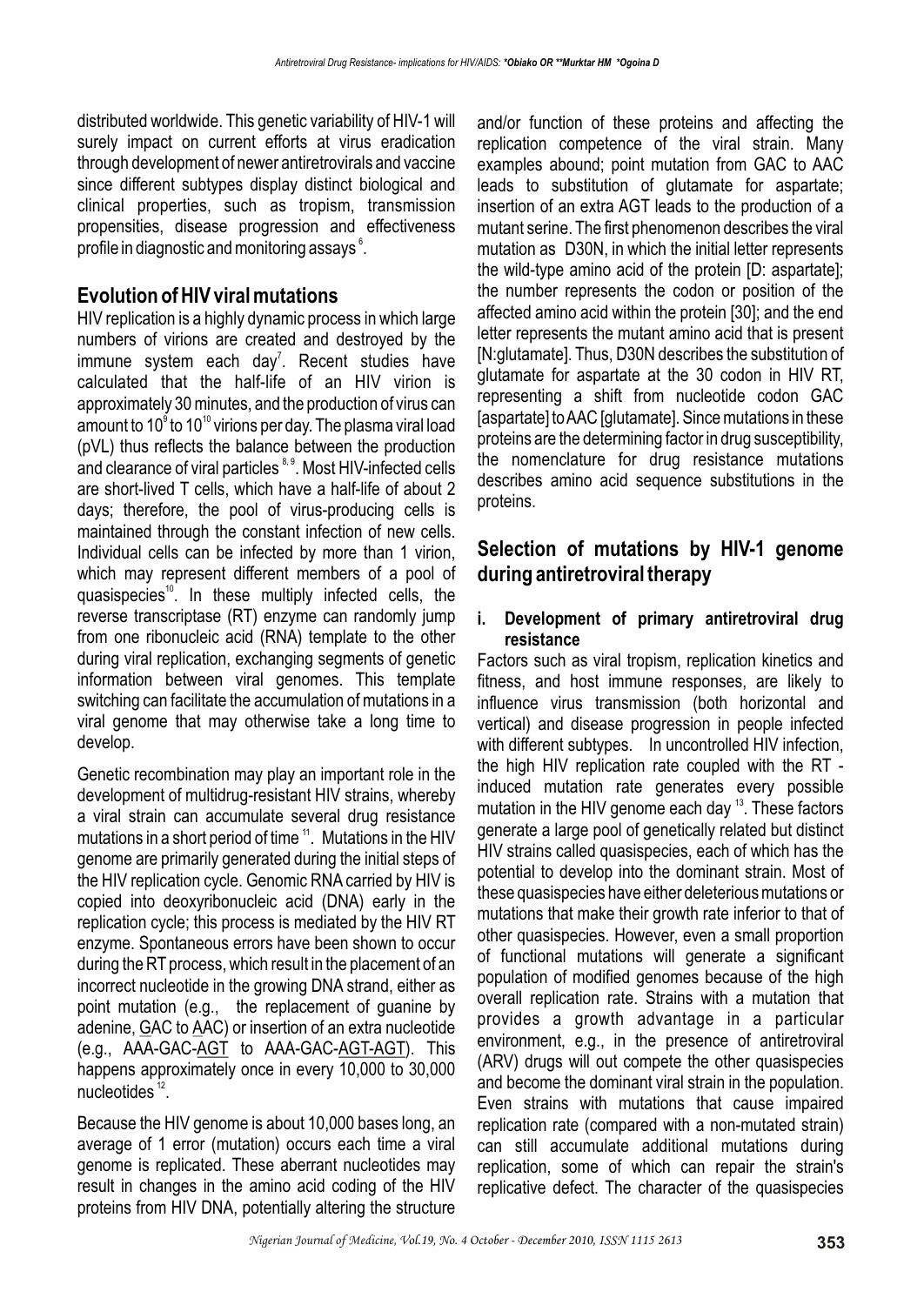distributed worldwide. This genetic variability of HIV-1 will surely impact on current efforts at virus eradication through development of newer antiretrovirals and vaccine since different subtypes display distinct biological and clinical properties, such as tropism, transmission propensities, disease progression and effectiveness profile in diagnostic and monitoring assays [6].

## Evolution of HIV viral mutations

HIV replication is a highly dynamic process in which large numbers of virions are created and destroyed by the immune system each day[7]. Recent studies have calculated that the half-life of an HIV virion is approximately 30 minutes, and the production of virus can amount to $10^9$ to $10^{10}$ virions per day. The plasma viral load (pVL) thus reflects the balance between the production and clearance of viral particles [8, 9]. Most HIV-infected cells are short-lived T cells, which have a half-life of about 2 days; therefore, the pool of virus-producing cells is maintained through the constant infection of new cells. Individual cells can be infected by more than 1 virion, which may represent different members of a pool of quasispecies[10]. In these multiply infected cells, the reverse transcriptase (RT) enzyme can randomly jump from one ribonucleic acid (RNA) template to the other during viral replication, exchanging segments of genetic information between viral genomes. This template switching can facilitate the accumulation of mutations in a viral genome that may otherwise take a long time to develop.

Genetic recombination may play an important role in the development of multidrug-resistant HIV strains, whereby a viral strain can accumulate several drug resistance mutations in a short period of time [11]. Mutations in the HIV genome are primarily generated during the initial steps of the HIV replication cycle. Genomic RNA carried by HIV is copied into deoxyribonucleic acid (DNA) early in the replication cycle; this process is mediated by the HIV RT enzyme. Spontaneous errors have been shown to occur during the RT process, which result in the placement of an incorrect nucleotide in the growing DNA strand, either as point mutation (e.g., the replacement of guanine by adenine, GAC to AAC) or insertion of an extra nucleotide (e.g., AAA-GAC-AGT to AAA-GAC-AGT-AGT). This happens approximately once in every 10,000 to 30,000 nucleotides [12].

Because the HIV genome is about 10,000 bases long, an average of 1 error (mutation) occurs each time a viral genome is replicated. These aberrant nucleotides may result in changes in the amino acid coding of the HIV proteins from HIV DNA, potentially altering the structure and/or function of these proteins and affecting the replication competence of the viral strain. Many examples abound; point mutation from GAC to AAC leads to substitution of glutamate for aspartate; insertion of an extra AGT leads to the production of a mutant serine. The first phenomenon describes the viral mutation as D30N, in which the initial letter represents the wild-type amino acid of the protein [D: aspartate]; the number represents the codon or position of the affected amino acid within the protein [30]; and the end letter represents the mutant amino acid that is present [N:glutamate]. Thus, D30N describes the substitution of glutamate for aspartate at the 30 codon in HIV RT, representing a shift from nucleotide codon GAC [aspartate] to AAC [glutamate]. Since mutations in these proteins are the determining factor in drug susceptibility, the nomenclature for drug resistance mutations describes amino acid sequence substitutions in the proteins.

## Selection of mutations by HIV-1 genome during antiretroviral therapy

### i. Development of primary antiretroviral drug resistance

Factors such as viral tropism, replication kinetics and fitness, and host immune responses, are likely to influence virus transmission (both horizontal and vertical) and disease progression in people infected with different subtypes. In uncontrolled HIV infection, the high HIV replication rate coupled with the RT - induced mutation rate generates every possible mutation in the HIV genome each day [13]. These factors generate a large pool of genetically related but distinct HIV strains called quasispecies, each of which has the potential to develop into the dominant strain. Most of these quasispecies have either deleterious mutations or mutations that make their growth rate inferior to that of other quasispecies. However, even a small proportion of functional mutations will generate a significant population of modified genomes because of the high overall replication rate. Strains with a mutation that provides a growth advantage in a particular environment, e.g., in the presence of antiretroviral (ARV) drugs will out compete the other quasispecies and become the dominant viral strain in the population. Even strains with mutations that cause impaired replication rate (compared with a non-mutated strain) can still accumulate additional mutations during replication, some of which can repair the strain's replicative defect. The character of the quasispecies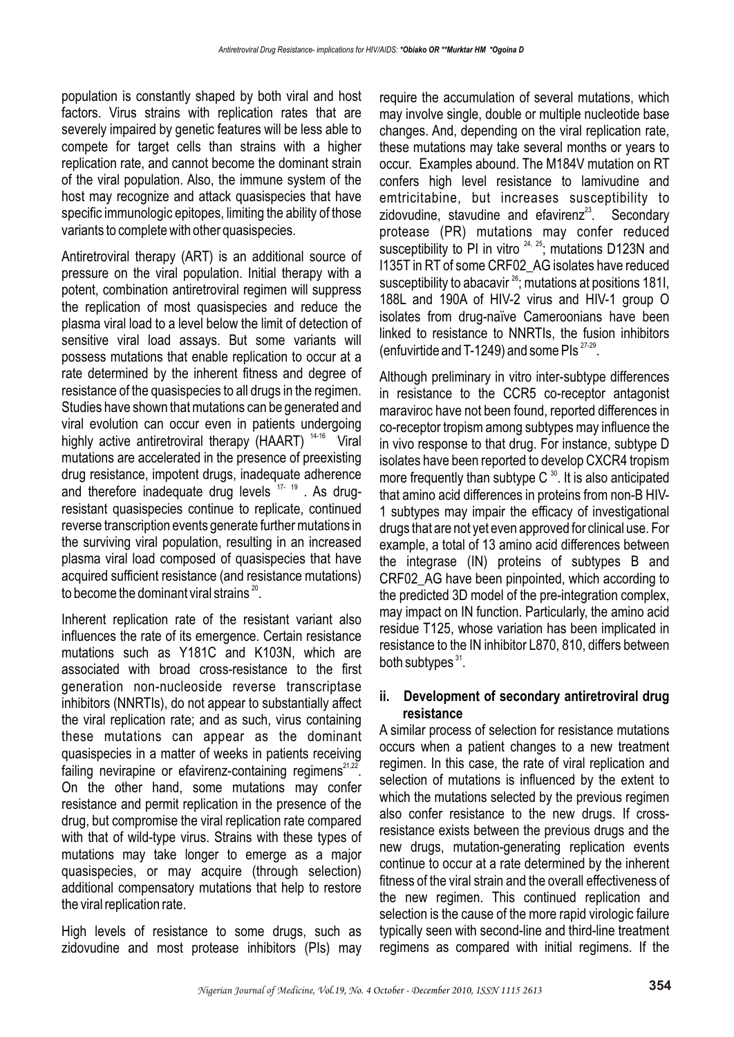population is constantly shaped by both viral and host factors. Virus strains with replication rates that are severely impaired by genetic features will be less able to compete for target cells than strains with a higher replication rate, and cannot become the dominant strain of the viral population. Also, the immune system of the host may recognize and attack quasispecies that have specific immunologic epitopes, limiting the ability of those variants to complete with other quasispecies.

Antiretroviral therapy (ART) is an additional source of pressure on the viral population. Initial therapy with a potent, combination antiretroviral regimen will suppress the replication of most quasispecies and reduce the plasma viral load to a level below the limit of detection of sensitive viral load assays. But some variants will possess mutations that enable replication to occur at a rate determined by the inherent fitness and degree of resistance of the quasispecies to all drugs in the regimen. Studies have shown that mutations can be generated and viral evolution can occur even in patients undergoing highly active antiretroviral therapy (HAART) [14-16]. Viral mutations are accelerated in the presence of preexisting drug resistance, impotent drugs, inadequate adherence and therefore inadequate drug levels [17-19]. As drug-resistant quasispecies continue to replicate, continued reverse transcription events generate further mutations in the surviving viral population, resulting in an increased plasma viral load composed of quasispecies that have acquired sufficient resistance (and resistance mutations) to become the dominant viral strains [20].

Inherent replication rate of the resistant variant also influences the rate of its emergence. Certain resistance mutations such as Y181C and K103N, which are associated with broad cross-resistance to the first generation non-nucleoside reverse transcriptase inhibitors (NNRTIs), do not appear to substantially affect the viral replication rate; and as such, virus containing these mutations can appear as the dominant quasispecies in a matter of weeks in patients receiving failing nevirapine or efavirenz-containing regimens[21,22]. On the other hand, some mutations may confer resistance and permit replication in the presence of the drug, but compromise the viral replication rate compared with that of wild-type virus. Strains with these types of mutations may take longer to emerge as a major quasispecies, or may acquire (through selection) additional compensatory mutations that help to restore the viral replication rate.

High levels of resistance to some drugs, such as zidovudine and most protease inhibitors (PIs) may require the accumulation of several mutations, which may involve single, double or multiple nucleotide base changes. And, depending on the viral replication rate, these mutations may take several months or years to occur. Examples abound. The M184V mutation on RT confers high level resistance to lamivudine and emtricitabine, but increases susceptibility to zidovudine, stavudine and efavirenz[23]. Secondary protease (PR) mutations may confer reduced susceptibility to PI in vitro [24, 25]; mutations D123N and I135T in RT of some CRF02_AG isolates have reduced susceptibility to abacavir [26]; mutations at positions 181I, 188L and 190A of HIV-2 virus and HIV-1 group O isolates from drug-naïve Cameroonians have been linked to resistance to NNRTIs, the fusion inhibitors (enfuvirtide and T-1249) and some PIs [27-29].

Although preliminary in vitro inter-subtype differences in resistance to the CCR5 co-receptor antagonist maraviroc have not been found, reported differences in co-receptor tropism among subtypes may influence the in vivo response to that drug. For instance, subtype D isolates have been reported to develop CXCR4 tropism more frequently than subtype C [30]. It is also anticipated that amino acid differences in proteins from non-B HIV-1 subtypes may impair the efficacy of investigational drugs that are not yet even approved for clinical use. For example, a total of 13 amino acid differences between the integrase (IN) proteins of subtypes B and CRF02_AG have been pinpointed, which according to the predicted 3D model of the pre-integration complex, may impact on IN function. Particularly, the amino acid residue T125, whose variation has been implicated in resistance to the IN inhibitor L870, 810, differs between both subtypes [31].

### ii. Development of secondary antiretroviral drug resistance

A similar process of selection for resistance mutations occurs when a patient changes to a new treatment regimen. In this case, the rate of viral replication and selection of mutations is influenced by the extent to which the mutations selected by the previous regimen also confer resistance to the new drugs. If cross-resistance exists between the previous drugs and the new drugs, mutation-generating replication events continue to occur at a rate determined by the inherent fitness of the viral strain and the overall effectiveness of the new regimen. This continued replication and selection is the cause of the more rapid virologic failure typically seen with second-line and third-line treatment regimens as compared with initial regimens. If the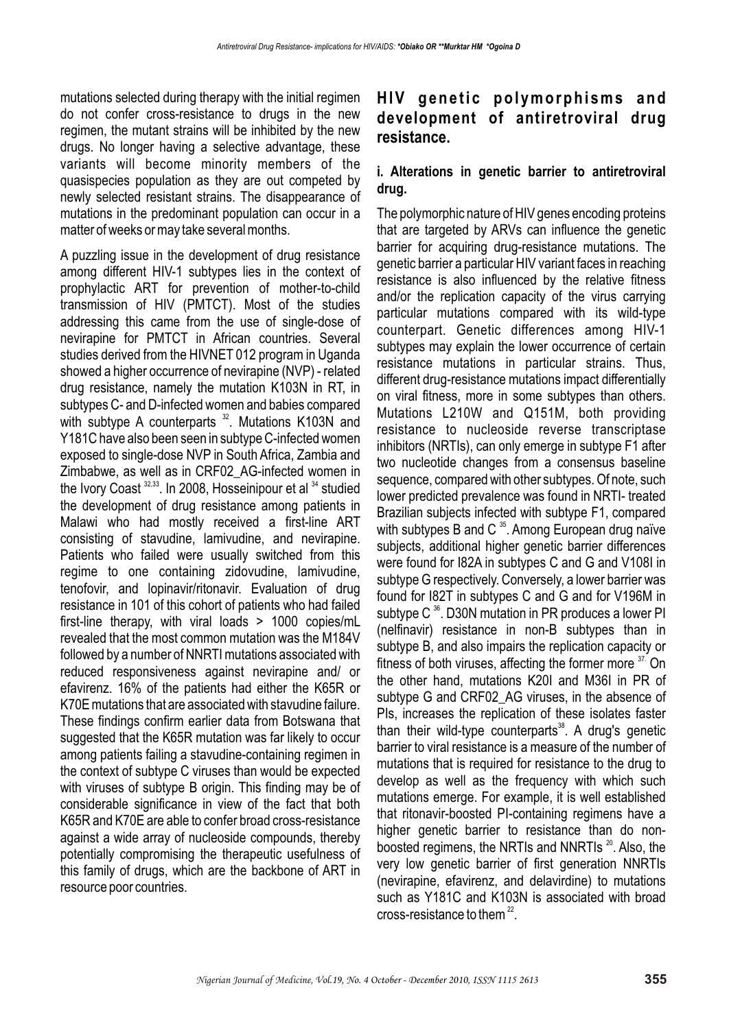mutations selected during therapy with the initial regimen do not confer cross-resistance to drugs in the new regimen, the mutant strains will be inhibited by the new drugs. No longer having a selective advantage, these variants will become minority members of the quasispecies population as they are out competed by newly selected resistant strains. The disappearance of mutations in the predominant population can occur in a matter of weeks or may take several months.

A puzzling issue in the development of drug resistance among different HIV-1 subtypes lies in the context of prophylactic ART for prevention of mother-to-child transmission of HIV (PMTCT). Most of the studies addressing this came from the use of single-dose of nevirapine for PMTCT in African countries. Several studies derived from the HIVNET 012 program in Uganda showed a higher occurrence of nevirapine (NVP) - related drug resistance, namely the mutation K103N in RT, in subtypes C- and D-infected women and babies compared with subtype A counterparts [32]. Mutations K103N and Y181C have also been seen in subtype C-infected women exposed to single-dose NVP in South Africa, Zambia and Zimbabwe, as well as in CRF02_AG-infected women in the Ivory Coast [32,33]. In 2008, Hosseinipour et al [34] studied the development of drug resistance among patients in Malawi who had mostly received a first-line ART consisting of stavudine, lamivudine, and nevirapine. Patients who failed were usually switched from this regime to one containing zidovudine, lamivudine, tenofovir, and lopinavir/ritonavir. Evaluation of drug resistance in 101 of this cohort of patients who had failed first-line therapy, with viral loads > 1000 copies/mL revealed that the most common mutation was the M184V followed by a number of NNRTI mutations associated with reduced responsiveness against nevirapine and/ or efavirenz. 16% of the patients had either the K65R or K70E mutations that are associated with stavudine failure. These findings confirm earlier data from Botswana that suggested that the K65R mutation was far likely to occur among patients failing a stavudine-containing regimen in the context of subtype C viruses than would be expected with viruses of subtype B origin. This finding may be of considerable significance in view of the fact that both K65R and K70E are able to confer broad cross-resistance against a wide array of nucleoside compounds, thereby potentially compromising the therapeutic usefulness of this family of drugs, which are the backbone of ART in resource poor countries.

## HIV genetic polymorphisms and development of antiretroviral drug resistance.

### i. Alterations in genetic barrier to antiretroviral drug.

The polymorphic nature of HIV genes encoding proteins that are targeted by ARVs can influence the genetic barrier for acquiring drug-resistance mutations. The genetic barrier a particular HIV variant faces in reaching resistance is also influenced by the relative fitness and/or the replication capacity of the virus carrying particular mutations compared with its wild-type counterpart. Genetic differences among HIV-1 subtypes may explain the lower occurrence of certain resistance mutations in particular strains. Thus, different drug-resistance mutations impact differentially on viral fitness, more in some subtypes than others. Mutations L210W and Q151M, both providing resistance to nucleoside reverse transcriptase inhibitors (NRTIs), can only emerge in subtype F1 after two nucleotide changes from a consensus baseline sequence, compared with other subtypes. Of note, such lower predicted prevalence was found in NRTI- treated Brazilian subjects infected with subtype F1, compared with subtypes B and C [35]. Among European drug naïve subjects, additional higher genetic barrier differences were found for I82A in subtypes C and G and V108I in subtype G respectively. Conversely, a lower barrier was found for I82T in subtypes C and G and for V196M in subtype C [36]. D30N mutation in PR produces a lower PI (nelfinavir) resistance in non-B subtypes than in subtype B, and also impairs the replication capacity or fitness of both viruses, affecting the former more [37]. On the other hand, mutations K20I and M36I in PR of subtype G and CRF02_AG viruses, in the absence of PIs, increases the replication of these isolates faster than their wild-type counterparts[38]. A drug's genetic barrier to viral resistance is a measure of the number of mutations that is required for resistance to the drug to develop as well as the frequency with which such mutations emerge. For example, it is well established that ritonavir-boosted PI-containing regimens have a higher genetic barrier to resistance than do non-boosted regimens, the NRTIs and NNRTIs [20]. Also, the very low genetic barrier of first generation NNRTIs (nevirapine, efavirenz, and delavirdine) to mutations such as Y181C and K103N is associated with broad cross-resistance to them [22].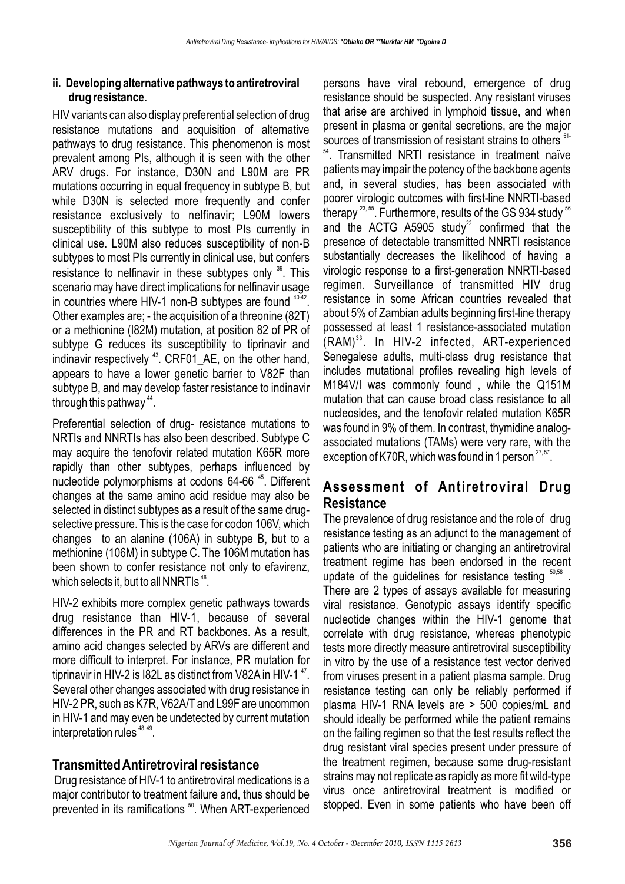### ii. Developing alternative pathways to antiretroviral drug resistance.

HIV variants can also display preferential selection of drug resistance mutations and acquisition of alternative pathways to drug resistance. This phenomenon is most prevalent among PIs, although it is seen with the other ARV drugs. For instance, D30N and L90M are PR mutations occurring in equal frequency in subtype B, but while D30N is selected more frequently and confer resistance exclusively to nelfinavir; L90M lowers susceptibility of this subtype to most PIs currently in clinical use. L90M also reduces susceptibility of non-B subtypes to most PIs currently in clinical use, but confers resistance to nelfinavir in these subtypes only [39]. This scenario may have direct implications for nelfinavir usage in countries where HIV-1 non-B subtypes are found [40-42]. Other examples are; - the acquisition of a threonine (82T) or a methionine (I82M) mutation, at position 82 of PR of subtype G reduces its susceptibility to tiprinavir and indinavir respectively [43]. CRF01_AE, on the other hand, appears to have a lower genetic barrier to V82F than subtype B, and may develop faster resistance to indinavir through this pathway [44].

Preferential selection of drug- resistance mutations to NRTIs and NNRTIs has also been described. Subtype C may acquire the tenofovir related mutation K65R more rapidly than other subtypes, perhaps influenced by nucleotide polymorphisms at codons 64-66 [45]. Different changes at the same amino acid residue may also be selected in distinct subtypes as a result of the same drug-selective pressure. This is the case for codon 106V, which changes to an alanine (106A) in subtype B, but to a methionine (106M) in subtype C. The 106M mutation has been shown to confer resistance not only to efavirenz, which selects it, but to all NNRTIs [46].

HIV-2 exhibits more complex genetic pathways towards drug resistance than HIV-1, because of several differences in the PR and RT backbones. As a result, amino acid changes selected by ARVs are different and more difficult to interpret. For instance, PR mutation for tiprinavir in HIV-2 is I82L as distinct from V82A in HIV-1 [47]. Several other changes associated with drug resistance in HIV-2 PR, such as K7R, V62A/T and L99F are uncommon in HIV-1 and may even be undetected by current mutation interpretation rules [48, 49].

## Transmitted Antiretroviral resistance

Drug resistance of HIV-1 to antiretroviral medications is a major contributor to treatment failure and, thus should be prevented in its ramifications [50]. When ART-experienced persons have viral rebound, emergence of drug resistance should be suspected. Any resistant viruses that arise are archived in lymphoid tissue, and when present in plasma or genital secretions, are the major sources of transmission of resistant strains to others [51-54]. Transmitted NRTI resistance in treatment naïve patients may impair the potency of the backbone agents and, in several studies, has been associated with poorer virologic outcomes with first-line NNRTI-based therapy [23, 55]. Furthermore, results of the GS 934 study [56] and the ACTG A5905 study[22] confirmed that the presence of detectable transmitted NNRTI resistance substantially decreases the likelihood of having a virologic response to a first-generation NNRTI-based regimen. Surveillance of transmitted HIV drug resistance in some African countries revealed that about 5% of Zambian adults beginning first-line therapy possessed at least 1 resistance-associated mutation (RAM)[33]. In HIV-2 infected, ART-experienced Senegalese adults, multi-class drug resistance that includes mutational profiles revealing high levels of M184V/I was commonly found , while the Q151M mutation that can cause broad class resistance to all nucleosides, and the tenofovir related mutation K65R was found in 9% of them. In contrast, thymidine analog-associated mutations (TAMs) were very rare, with the exception of K70R, which was found in 1 person [27, 57].

## Assessment of Antiretroviral Drug Resistance

The prevalence of drug resistance and the role of drug resistance testing as an adjunct to the management of patients who are initiating or changing an antiretroviral treatment regime has been endorsed in the recent update of the guidelines for resistance testing [50,58]. There are 2 types of assays available for measuring viral resistance. Genotypic assays identify specific nucleotide changes within the HIV-1 genome that correlate with drug resistance, whereas phenotypic tests more directly measure antiretroviral susceptibility in vitro by the use of a resistance test vector derived from viruses present in a patient plasma sample. Drug resistance testing can only be reliably performed if plasma HIV-1 RNA levels are > 500 copies/mL and should ideally be performed while the patient remains on the failing regimen so that the test results reflect the drug resistant viral species present under pressure of the treatment regimen, because some drug-resistant strains may not replicate as rapidly as more fit wild-type virus once antiretroviral treatment is modified or stopped. Even in some patients who have been off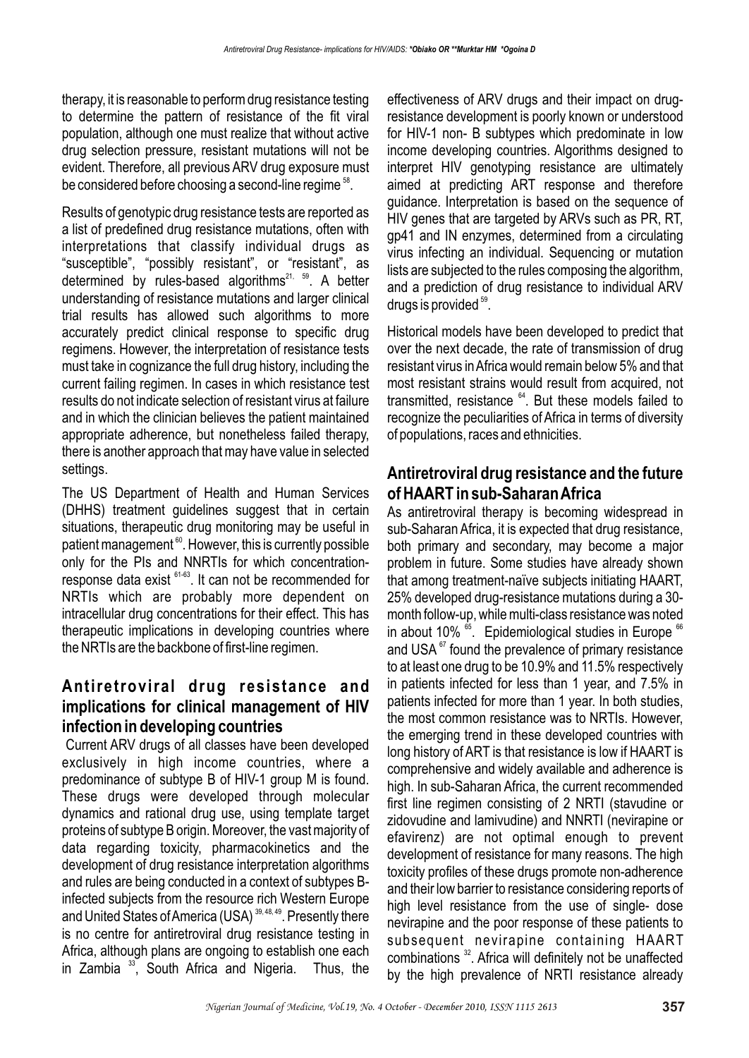therapy, it is reasonable to perform drug resistance testing to determine the pattern of resistance of the fit viral population, although one must realize that without active drug selection pressure, resistant mutations will not be evident. Therefore, all previous ARV drug exposure must be considered before choosing a second-line regime [58].

Results of genotypic drug resistance tests are reported as a list of predefined drug resistance mutations, often with interpretations that classify individual drugs as "susceptible", "possibly resistant", or "resistant", as determined by rules-based algorithms[21, 59]. A better understanding of resistance mutations and larger clinical trial results has allowed such algorithms to more accurately predict clinical response to specific drug regimens. However, the interpretation of resistance tests must take in cognizance the full drug history, including the current failing regimen. In cases in which resistance test results do not indicate selection of resistant virus at failure and in which the clinician believes the patient maintained appropriate adherence, but nonetheless failed therapy, there is another approach that may have value in selected settings.

The US Department of Health and Human Services (DHHS) treatment guidelines suggest that in certain situations, therapeutic drug monitoring may be useful in patient management [60]. However, this is currently possible only for the PIs and NNRTIs for which concentration-response data exist [61-63]. It can not be recommended for NRTIs which are probably more dependent on intracellular drug concentrations for their effect. This has therapeutic implications in developing countries where the NRTIs are the backbone of first-line regimen.

## Antiretroviral drug resistance and implications for clinical management of HIV infection in developing countries

Current ARV drugs of all classes have been developed exclusively in high income countries, where a predominance of subtype B of HIV-1 group M is found. These drugs were developed through molecular dynamics and rational drug use, using template target proteins of subtype B origin. Moreover, the vast majority of data regarding toxicity, pharmacokinetics and the development of drug resistance interpretation algorithms and rules are being conducted in a context of subtypes B-infected subjects from the resource rich Western Europe and United States of America (USA) [39, 48, 49]. Presently there is no centre for antiretroviral drug resistance testing in Africa, although plans are ongoing to establish one each in Zambia [33], South Africa and Nigeria. Thus, the effectiveness of ARV drugs and their impact on drug-resistance development is poorly known or understood for HIV-1 non- B subtypes which predominate in low income developing countries. Algorithms designed to interpret HIV genotyping resistance are ultimately aimed at predicting ART response and therefore guidance. Interpretation is based on the sequence of HIV genes that are targeted by ARVs such as PR, RT, gp41 and IN enzymes, determined from a circulating virus infecting an individual. Sequencing or mutation lists are subjected to the rules composing the algorithm, and a prediction of drug resistance to individual ARV drugs is provided [59].

Historical models have been developed to predict that over the next decade, the rate of transmission of drug resistant virus in Africa would remain below 5% and that most resistant strains would result from acquired, not transmitted, resistance [64]. But these models failed to recognize the peculiarities of Africa in terms of diversity of populations, races and ethnicities.

## Antiretroviral drug resistance and the future of HAART in sub-Saharan Africa

As antiretroviral therapy is becoming widespread in sub-Saharan Africa, it is expected that drug resistance, both primary and secondary, may become a major problem in future. Some studies have already shown that among treatment-naïve subjects initiating HAART, 25% developed drug-resistance mutations during a 30-month follow-up, while multi-class resistance was noted in about 10% [65]. Epidemiological studies in Europe [66] and USA [67] found the prevalence of primary resistance to at least one drug to be 10.9% and 11.5% respectively in patients infected for less than 1 year, and 7.5% in patients infected for more than 1 year. In both studies, the most common resistance was to NRTIs. However, the emerging trend in these developed countries with long history of ART is that resistance is low if HAART is comprehensive and widely available and adherence is high. In sub-Saharan Africa, the current recommended first line regimen consisting of 2 NRTI (stavudine or zidovudine and lamivudine) and NNRTI (nevirapine or efavirenz) are not optimal enough to prevent development of resistance for many reasons. The high toxicity profiles of these drugs promote non-adherence and their low barrier to resistance considering reports of high level resistance from the use of single- dose nevirapine and the poor response of these patients to subsequent nevirapine containing HAART combinations [32]. Africa will definitely not be unaffected by the high prevalence of NRTI resistance already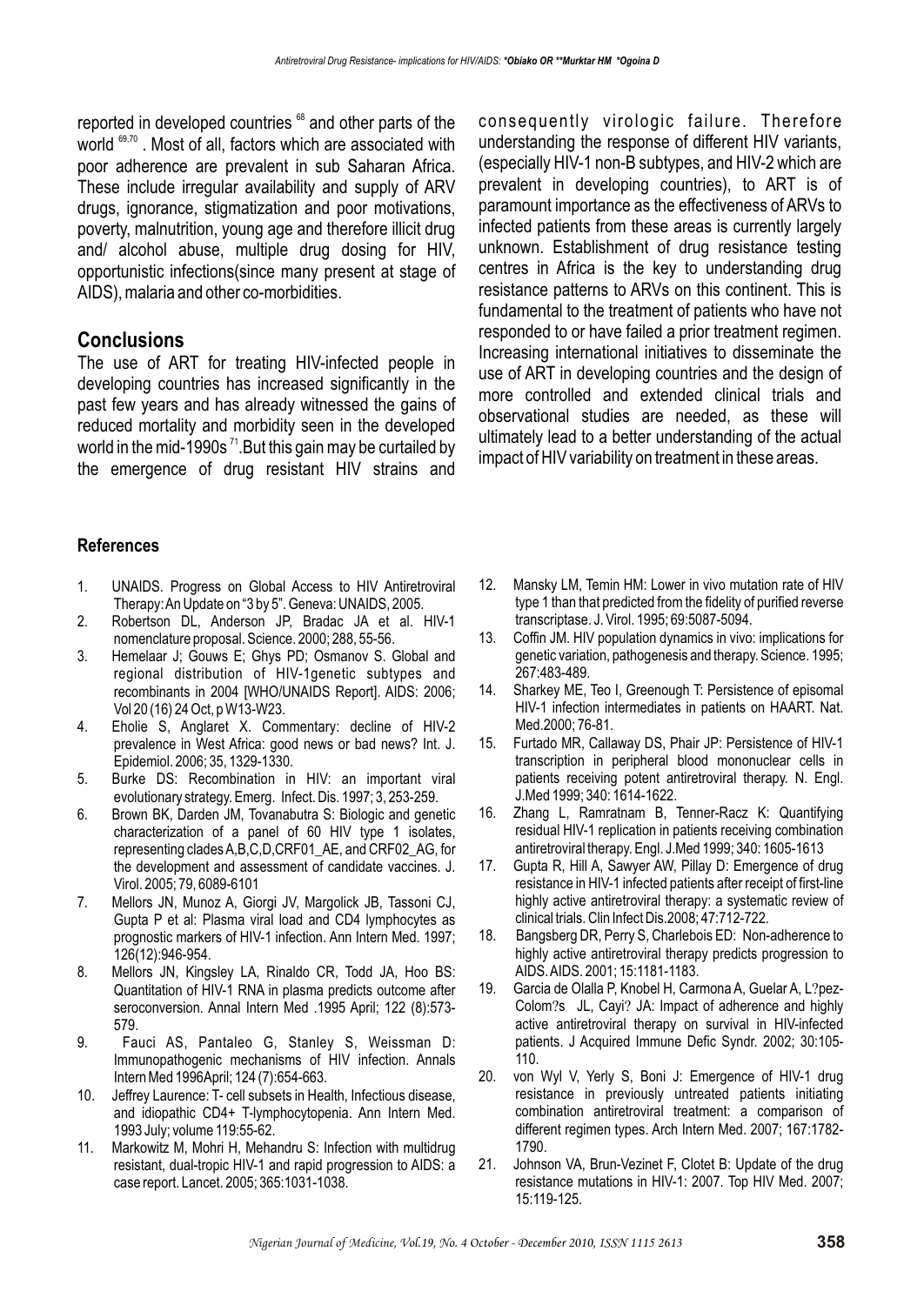reported in developed countries [68] and other parts of the world [69,70]. Most of all, factors which are associated with poor adherence are prevalent in sub Saharan Africa. These include irregular availability and supply of ARV drugs, ignorance, stigmatization and poor motivations, poverty, malnutrition, young age and therefore illicit drug and/ alcohol abuse, multiple drug dosing for HIV, opportunistic infections(since many present at stage of AIDS), malaria and other co-morbidities.

## Conclusions

The use of ART for treating HIV-infected people in developing countries has increased significantly in the past few years and has already witnessed the gains of reduced mortality and morbidity seen in the developed world in the mid-1990s [71]. But this gain may be curtailed by the emergence of drug resistant HIV strains and consequently virologic failure. Therefore understanding the response of different HIV variants, (especially HIV-1 non-B subtypes, and HIV-2 which are prevalent in developing countries), to ART is of paramount importance as the effectiveness of ARVs to infected patients from these areas is currently largely unknown. Establishment of drug resistance testing centres in Africa is the key to understanding drug resistance patterns to ARVs on this continent. This is fundamental to the treatment of patients who have not responded to or have failed a prior treatment regimen. Increasing international initiatives to disseminate the use of ART in developing countries and the design of more controlled and extended clinical trials and observational studies are needed, as these will ultimately lead to a better understanding of the actual impact of HIV variability on treatment in these areas.

### References

1. UNAIDS. Progress on Global Access to HIV Antiretroviral Therapy: An Update on "3 by 5". Geneva: UNAIDS, 2005.
2. Robertson DL, Anderson JP, Bradac JA et al. HIV-1 nomenclature proposal. Science. 2000; 288, 55-56.
3. Hemelaar J; Gouws E; Ghys PD; Osmanov S. Global and regional distribution of HIV-1genetic subtypes and recombinants in 2004 [WHO/UNAIDS Report]. AIDS: 2006; Vol 20 (16) 24 Oct, p W13-W23.
4. Eholie S, Anglaret X. Commentary: decline of HIV-2 prevalence in West Africa: good news or bad news? Int. J. Epidemiol. 2006; 35, 1329-1330.
5. Burke DS: Recombination in HIV: an important viral evolutionary strategy. Emerg. Infect. Dis. 1997; 3, 253-259.
6. Brown BK, Darden JM, Tovanabutra S: Biologic and genetic characterization of a panel of 60 HIV type 1 isolates, representing clades A,B,C,D,CRF01_AE, and CRF02_AG, for the development and assessment of candidate vaccines. J. Virol. 2005; 79, 6089-6101
7. Mellors JN, Munoz A, Giorgi JV, Margolick JB, Tassoni CJ, Gupta P et al: Plasma viral load and CD4 lymphocytes as prognostic markers of HIV-1 infection. Ann Intern Med. 1997; 126(12):946-954.
8. Mellors JN, Kingsley LA, Rinaldo CR, Todd JA, Hoo BS: Quantitation of HIV-1 RNA in plasma predicts outcome after seroconversion. Annal Intern Med .1995 April; 122 (8):573-579.
9. Fauci AS, Pantaleo G, Stanley S, Weissman D: Immunopathogenic mechanisms of HIV infection. Annals Intern Med 1996April; 124 (7):654-663.
10. Jeffrey Laurence: T- cell subsets in Health, Infectious disease, and idiopathic CD4+ T-lymphocytopenia. Ann Intern Med. 1993 July; volume 119:55-62.
11. Markowitz M, Mohri H, Mehandru S: Infection with multidrug resistant, dual-tropic HIV-1 and rapid progression to AIDS: a case report. Lancet. 2005; 365:1031-1038.
12. Mansky LM, Temin HM: Lower in vivo mutation rate of HIV type 1 than that predicted from the fidelity of purified reverse transcriptase. J. Virol. 1995; 69:5087-5094.
13. Coffin JM. HIV population dynamics in vivo: implications for genetic variation, pathogenesis and therapy. Science. 1995; 267:483-489.
14. Sharkey ME, Teo I, Greenough T: Persistence of episomal HIV-1 infection intermediates in patients on HAART. Nat. Med.2000; 76-81.
15. Furtado MR, Callaway DS, Phair JP: Persistence of HIV-1 transcription in peripheral blood mononuclear cells in patients receiving potent antiretroviral therapy. N. Engl. J.Med 1999; 340: 1614-1622.
16. Zhang L, Ramratnam B, Tenner-Racz K: Quantifying residual HIV-1 replication in patients receiving combination antiretroviral therapy. Engl. J.Med 1999; 340: 1605-1613
17. Gupta R, Hill A, Sawyer AW, Pillay D: Emergence of drug resistance in HIV-1 infected patients after receipt of first-line highly active antiretroviral therapy: a systematic review of clinical trials. Clin Infect Dis.2008; 47:712-722.
18. Bangsberg DR, Perry S, Charlebois ED: Non-adherence to highly active antiretroviral therapy predicts progression to AIDS. AIDS. 2001; 15:1181-1183.
19. Garcia de Olalla P, Knobel H, Carmona A, Guelar A, L?pez-Colom?s JL, Cayi? JA: Impact of adherence and highly active antiretroviral therapy on survival in HIV-infected patients. J Acquired Immune Defic Syndr. 2002; 30:105-110.
20. von Wyl V, Yerly S, Boni J: Emergence of HIV-1 drug resistance in previously untreated patients initiating combination antiretroviral treatment: a comparison of different regimen types. Arch Intern Med. 2007; 167:1782-1790.
21. Johnson VA, Brun-Vezinet F, Clotet B: Update of the drug resistance mutations in HIV-1: 2007. Top HIV Med. 2007; 15:119-125.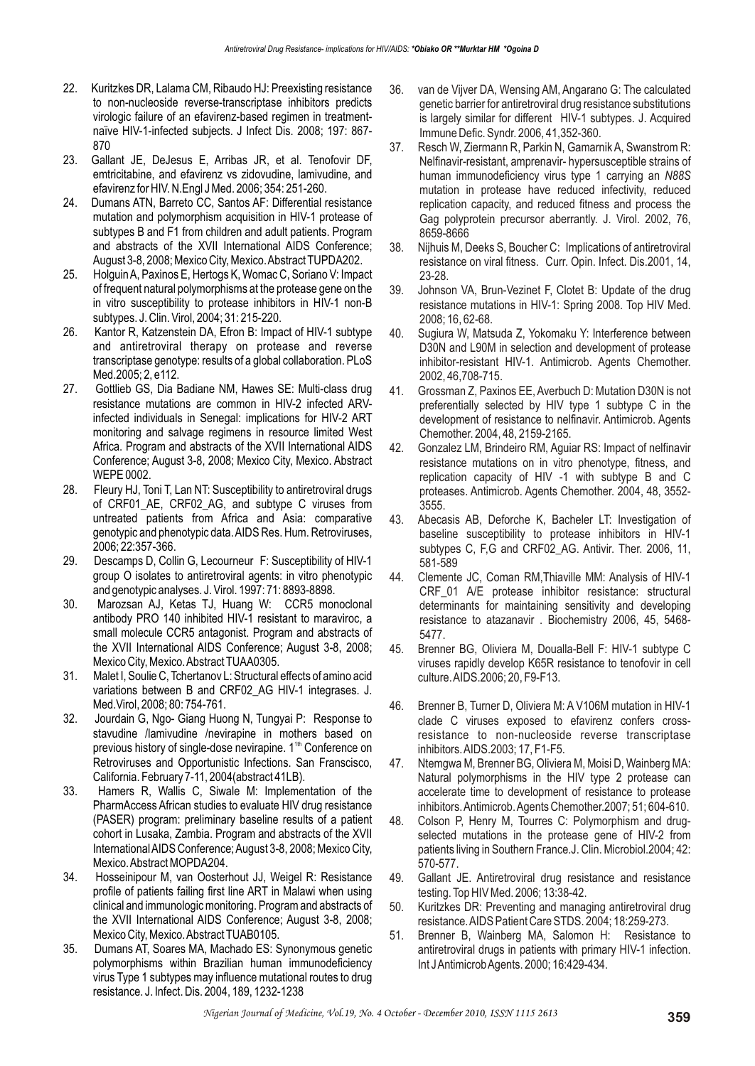22. Kuritzkes DR, Lalama CM, Ribaudo HJ: Preexisting resistance to non-nucleoside reverse-transcriptase inhibitors predicts virologic failure of an efavirenz-based regimen in treatment-naïve HIV-1-infected subjects. J Infect Dis. 2008; 197: 867-870
23. Gallant JE, DeJesus E, Arribas JR, et al. Tenofovir DF, emtricitabine, and efavirenz vs zidovudine, lamivudine, and efavirenz for HIV. N.Engl J Med. 2006; 354: 251-260.
24. Dumans ATN, Barreto CC, Santos AF: Differential resistance mutation and polymorphism acquisition in HIV-1 protease of subtypes B and F1 from children and adult patients. Program and abstracts of the XVII International AIDS Conference; August 3-8, 2008; Mexico City, Mexico. Abstract TUPDA202.
25. Holguin A, Paxinos E, Hertogs K, Womac C, Soriano V: Impact of frequent natural polymorphisms at the protease gene on the in vitro susceptibility to protease inhibitors in HIV-1 non-B subtypes. J. Clin. Virol, 2004; 31: 215-220.
26. Kantor R, Katzenstein DA, Efron B: Impact of HIV-1 subtype and antiretroviral therapy on protease and reverse transcriptase genotype: results of a global collaboration. PLoS Med.2005; 2, e112.
27. Gottlieb GS, Dia Badiane NM, Hawes SE: Multi-class drug resistance mutations are common in HIV-2 infected ARV-infected individuals in Senegal: implications for HIV-2 ART monitoring and salvage regimens in resource limited West Africa. Program and abstracts of the XVII International AIDS Conference; August 3-8, 2008; Mexico City, Mexico. Abstract WEPE 0002.
28. Fleury HJ, Toni T, Lan NT: Susceptibility to antiretroviral drugs of CRF01_AE, CRF02_AG, and subtype C viruses from untreated patients from Africa and Asia: comparative genotypic and phenotypic data. AIDS Res. Hum. Retroviruses, 2006; 22:357-366.
29. Descamps D, Collin G, Lecourneur F: Susceptibility of HIV-1 group O isolates to antiretroviral agents: in vitro phenotypic and genotypic analyses. J. Virol. 1997: 71: 8893-8898.
30. Marozsan AJ, Ketas TJ, Huang W: CCR5 monoclonal antibody PRO 140 inhibited HIV-1 resistant to maraviroc, a small molecule CCR5 antagonist. Program and abstracts of the XVII International AIDS Conference; August 3-8, 2008; Mexico City, Mexico. Abstract TUAA0305.
31. Malet I, Soulie C, Tchertanov L: Structural effects of amino acid variations between B and CRF02_AG HIV-1 integrases. J. Med.Virol, 2008; 80: 754-761.
32. Jourdain G, Ngo- Giang Huong N, Tungyai P: Response to stavudine /lamivudine /nevirapine in mothers based on previous history of single-dose nevirapine. 1[1th] Conference on Retroviruses and Opportunistic Infections. San Franscisco, California. February 7-11, 2004(abstract 41LB).
33. Hamers R, Wallis C, Siwale M: Implementation of the PharmAccess African studies to evaluate HIV drug resistance (PASER) program: preliminary baseline results of a patient cohort in Lusaka, Zambia. Program and abstracts of the XVII International AIDS Conference; August 3-8, 2008; Mexico City, Mexico. Abstract MOPDA204.
34. Hosseinipour M, van Oosterhout JJ, Weigel R: Resistance profile of patients failing first line ART in Malawi when using clinical and immunologic monitoring. Program and abstracts of the XVII International AIDS Conference; August 3-8, 2008; Mexico City, Mexico. Abstract TUAB0105.
35. Dumans AT, Soares MA, Machado ES: Synonymous genetic polymorphisms within Brazilian human immunodeficiency virus Type 1 subtypes may influence mutational routes to drug resistance. J. Infect. Dis. 2004, 189, 1232-1238
36. van de Vijver DA, Wensing AM, Angarano G: The calculated genetic barrier for antiretroviral drug resistance substitutions is largely similar for different HIV-1 subtypes. J. Acquired Immune Defic. Syndr. 2006, 41,352-360.
37. Resch W, Ziermann R, Parkin N, Gamarnik A, Swanstrom R: Nelfinavir-resistant, amprenavir- hypersusceptible strains of human immunodeficiency virus type 1 carrying an *N88S* mutation in protease have reduced infectivity, reduced replication capacity, and reduced fitness and process the Gag polyprotein precursor aberrantly. J. Virol. 2002, 76, 8659-8666
38. Nijhuis M, Deeks S, Boucher C: Implications of antiretroviral resistance on viral fitness. Curr. Opin. Infect. Dis.2001, 14, 23-28.
39. Johnson VA, Brun-Vezinet F, Clotet B: Update of the drug resistance mutations in HIV-1: Spring 2008. Top HIV Med. 2008; 16, 62-68.
40. Sugiura W, Matsuda Z, Yokomaku Y: Interference between D30N and L90M in selection and development of protease inhibitor-resistant HIV-1. Antimicrob. Agents Chemother. 2002, 46,708-715.
41. Grossman Z, Paxinos EE, Averbuch D: Mutation D30N is not preferentially selected by HIV type 1 subtype C in the development of resistance to nelfinavir. Antimicrob. Agents Chemother. 2004, 48, 2159-2165.
42. Gonzalez LM, Brindeiro RM, Aguiar RS: Impact of nelfinavir resistance mutations on in vitro phenotype, fitness, and replication capacity of HIV -1 with subtype B and C proteases. Antimicrob. Agents Chemother. 2004, 48, 3552-3555.
43. Abecasis AB, Deforche K, Bacheler LT: Investigation of baseline susceptibility to protease inhibitors in HIV-1 subtypes C, F,G and CRF02_AG. Antivir. Ther. 2006, 11, 581-589
44. Clemente JC, Coman RM,Thiaville MM: Analysis of HIV-1 CRF_01 A/E protease inhibitor resistance: structural determinants for maintaining sensitivity and developing resistance to atazanavir . Biochemistry 2006, 45, 5468-5477.
45. Brenner BG, Oliviera M, Doualla-Bell F: HIV-1 subtype C viruses rapidly develop K65R resistance to tenofovir in cell culture. AIDS.2006; 20, F9-F13.
46. Brenner B, Turner D, Oliviera M: A V106M mutation in HIV-1 clade C viruses exposed to efavirenz confers cross-resistance to non-nucleoside reverse transcriptase inhibitors. AIDS.2003; 17, F1-F5.
47. Ntemgwa M, Brenner BG, Oliviera M, Moisi D, Wainberg MA: Natural polymorphisms in the HIV type 2 protease can accelerate time to development of resistance to protease inhibitors. Antimicrob. Agents Chemother.2007; 51; 604-610.
48. Colson P, Henry M, Tourres C: Polymorphism and drug-selected mutations in the protease gene of HIV-2 from patients living in Southern France.J. Clin. Microbiol.2004; 42: 570-577.
49. Gallant JE. Antiretroviral drug resistance and resistance testing. Top HIV Med. 2006; 13:38-42.
50. Kuritzkes DR: Preventing and managing antiretroviral drug resistance. AIDS Patient Care STDS. 2004; 18:259-273.
51. Brenner B, Wainberg MA, Salomon H: Resistance to antiretroviral drugs in patients with primary HIV-1 infection. Int J Antimicrob Agents. 2000; 16:429-434.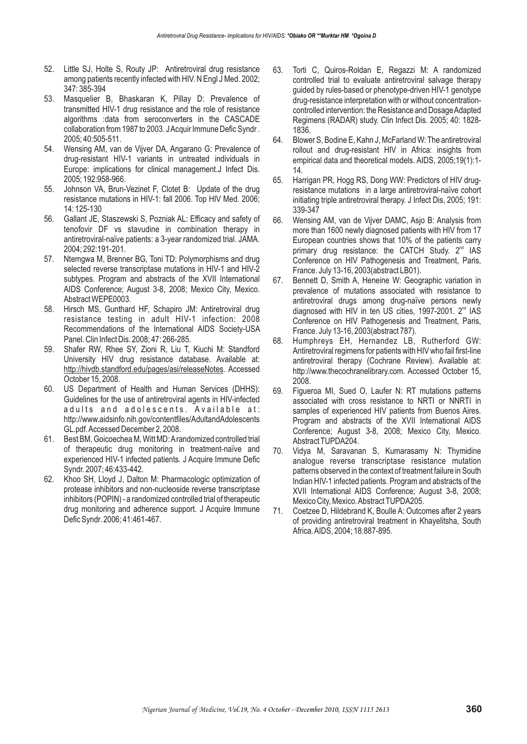52. Little SJ, Holte S, Routy JP: Antiretroviral drug resistance among patients recently infected with HIV. N Engl J Med. 2002; 347: 385-394
53. Masquelier B, Bhaskaran K, Pillay D: Prevalence of transmitted HIV-1 drug resistance and the role of resistance algorithms :data from seroconverters in the CASCADE collaboration from 1987 to 2003. J Acquir Immune Defic Syndr . 2005; 40:505-511.
54. Wensing AM, van de Vijver DA, Angarano G: Prevalence of drug-resistant HIV-1 variants in untreated individuals in Europe: implications for clinical management.J Infect Dis. 2005; 192:958-966.
55. Johnson VA, Brun-Vezinet F, Clotet B: Update of the drug resistance mutations in HIV-1: fall 2006. Top HIV Med. 2006; 14: 125-130
56. Gallant JE, Staszewski S, Pozniak AL: Efficacy and safety of tenofovir DF vs stavudine in combination therapy in antiretroviral-naïve patients: a 3-year randomized trial. JAMA. 2004; 292:191-201.
57. Ntemgwa M, Brenner BG, Toni TD: Polymorphisms and drug selected reverse transcriptase mutations in HIV-1 and HIV-2 subtypes. Program and abstracts of the XVII International AIDS Conference; August 3-8, 2008; Mexico City, Mexico. Abstract WEPE0003.
58. Hirsch MS, Gunthard HF, Schapiro JM: Antiretroviral drug resistance testing in adult HIV-1 infection: 2008 Recommendations of the International AIDS Society-USA Panel. Clin Infect Dis. 2008; 47: 266-285.
59. Shafer RW, Rhee SY, Zioni R, Liu T, Kiuchi M: Standford University HIV drug resistance database. Available at: http://hivdb.standford.edu/pages/asi/releaseNotes. Accessed October 15, 2008.
60. US Department of Health and Human Services (DHHS): Guidelines for the use of antiretroviral agents in HIV-infected adults and adolescents. Available at: http://www.aidsinfo.nih.gov/contentfiles/AdultandAdolescentsGL.pdf. Accessed December 2, 2008.
61. Best BM, Goicoechea M, Witt MD: A randomized controlled trial of therapeutic drug monitoring in treatment-naïve and experienced HIV-1 infected patients. J Acquire Immune Defic Syndr. 2007; 46:433-442.
62. Khoo SH, Lloyd J, Dalton M: Pharmacologic optimization of protease inhibitors and non-nucleoside reverse transcriptase inhibitors (POPIN) - a randomized controlled trial of therapeutic drug monitoring and adherence support. J Acquire Immune Defic Syndr. 2006; 41:461-467.
63. Torti C, Quiros-Roldan E, Regazzi M: A randomized controlled trial to evaluate antiretroviral salvage therapy guided by rules-based or phenotype-driven HIV-1 genotype drug-resistance interpretation with or without concentration-controlled intervention: the Resistance and Dosage Adapted Regimens (RADAR) study. Clin Infect Dis. 2005; 40: 1828-1836.
64. Blower S, Bodine E, Kahn J, McFarland W: The antiretroviral rollout and drug-resistant HIV in Africa: insights from empirical data and theoretical models. AIDS, 2005;19(1):1-14.
65. Harrigan PR, Hogg RS, Dong WW: Predictors of HIV drug-resistance mutations in a large antiretroviral-naïve cohort initiating triple antiretroviral therapy. J Infect Dis, 2005; 191: 339-347
66. Wensing AM, van de Vijver DAMC, Asjo B: Analysis from more than 1600 newly diagnosed patients with HIV from 17 European countries shows that 10% of the patients carry primary drug resistance: the CATCH Study. 2nd IAS Conference on HIV Pathogenesis and Treatment, Paris, France. July 13-16, 2003(abstract LB01).
67. Bennett D, Smith A, Heneine W: Geographic variation in prevalence of mutations associated with resistance to antiretroviral drugs among drug-naïve persons newly diagnosed with HIV in ten US cities, 1997-2001. 2nd IAS Conference on HIV Pathogenesis and Treatment, Paris, France. July 13-16, 2003(abstract 787).
68. Humphreys EH, Hernandez LB, Rutherford GW: Antiretroviral regimens for patients with HIV who fail first-line antiretroviral therapy (Cochrane Review). Available at: http://www.thecochranelibrary.com. Accessed October 15, 2008.
69. Figueroa MI, Sued O, Laufer N: RT mutations patterns associated with cross resistance to NRTI or NNRTI in samples of experienced HIV patients from Buenos Aires. Program and abstracts of the XVII International AIDS Conference; August 3-8, 2008; Mexico City, Mexico. Abstract TUPDA204.
70. Vidya M, Saravanan S, Kumarasamy N: Thymidine analogue reverse transcriptase resistance mutation patterns observed in the context of treatment failure in South Indian HIV-1 infected patients. Program and abstracts of the XVII International AIDS Conference; August 3-8, 2008; Mexico City, Mexico. Abstract TUPDA205.
71. Coetzee D, Hildebrand K, Boulle A: Outcomes after 2 years of providing antiretroviral treatment in Khayelitsha, South Africa. AIDS, 2004; 18:887-895.